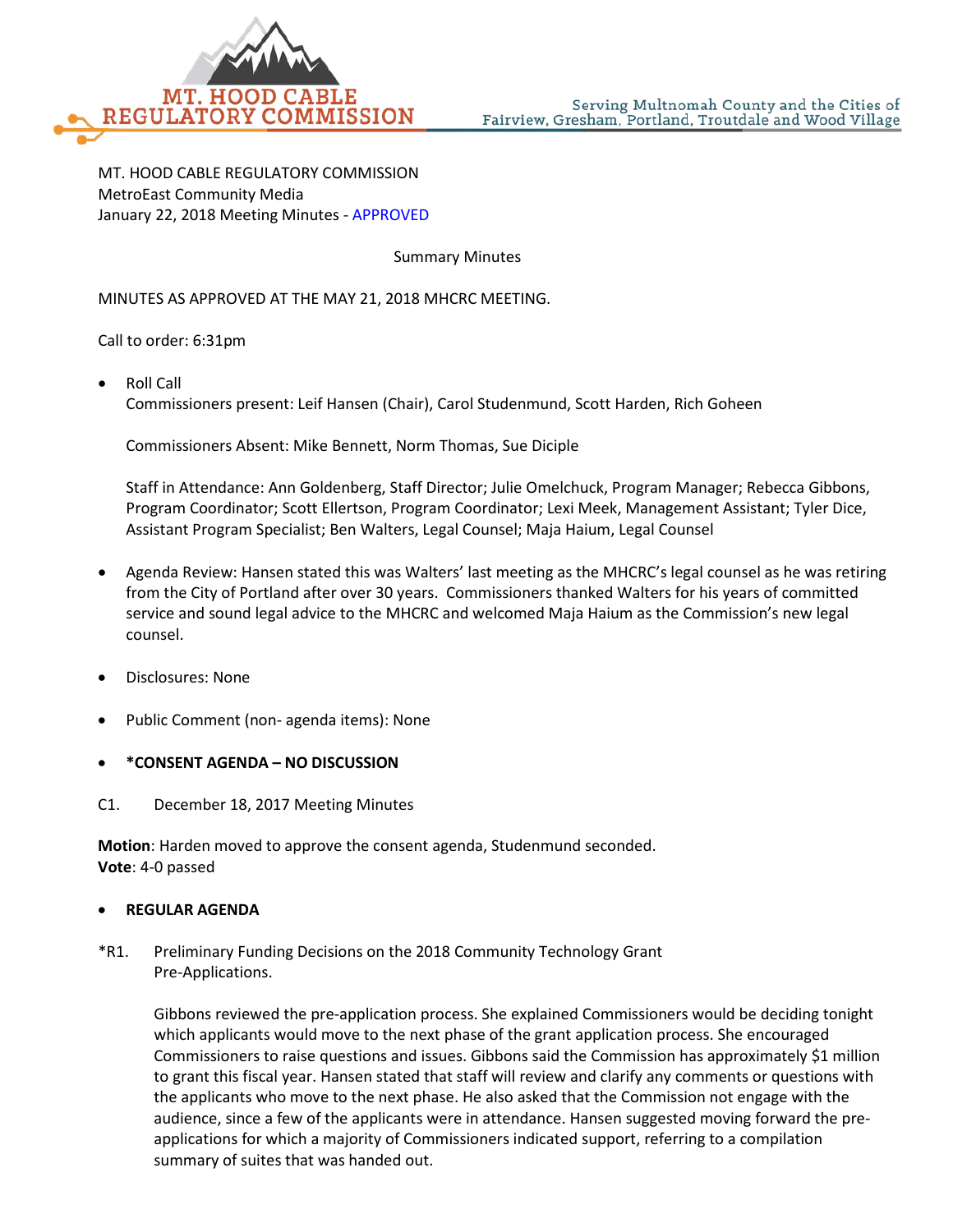MT. HOOD CABLE REGULATORY COMMISSION

Serving Multnomah County and the Cities of Fairview, Gresham, Portland, Troutdale and Wood Village

MT. HOOD CABLE REGULATORY COMMISSION
MetroEast Community Media
January 22, 2018 Meeting Minutes - APPROVED

Summary Minutes

MINUTES AS APPROVED AT THE MAY 21, 2018 MHCRC MEETING.

Call to order: 6:31pm

- Roll Call
  Commissioners present: Leif Hansen (Chair), Carol Studenmund, Scott Harden, Rich Goheen

  Commissioners Absent: Mike Bennett, Norm Thomas, Sue Diciple

  Staff in Attendance: Ann Goldenberg, Staff Director; Julie Omelchuck, Program Manager; Rebecca Gibbons, Program Coordinator; Scott Ellertson, Program Coordinator; Lexi Meek, Management Assistant; Tyler Dice, Assistant Program Specialist; Ben Walters, Legal Counsel; Maja Haium, Legal Counsel

- Agenda Review: Hansen stated this was Walters' last meeting as the MHCRC's legal counsel as he was retiring from the City of Portland after over 30 years. Commissioners thanked Walters for his years of committed service and sound legal advice to the MHCRC and welcomed Maja Haium as the Commission's new legal counsel.

- Disclosures: None

- Public Comment (non- agenda items): None

- **\*CONSENT AGENDA – NO DISCUSSION**

C1. December 18, 2017 Meeting Minutes

**Motion**: Harden moved to approve the consent agenda, Studenmund seconded.
**Vote**: 4-0 passed

- **REGULAR AGENDA**

\*R1. Preliminary Funding Decisions on the 2018 Community Technology Grant Pre-Applications.

Gibbons reviewed the pre-application process. She explained Commissioners would be deciding tonight which applicants would move to the next phase of the grant application process. She encouraged Commissioners to raise questions and issues. Gibbons said the Commission has approximately $1 million to grant this fiscal year. Hansen stated that staff will review and clarify any comments or questions with the applicants who move to the next phase. He also asked that the Commission not engage with the audience, since a few of the applicants were in attendance. Hansen suggested moving forward the pre-applications for which a majority of Commissioners indicated support, referring to a compilation summary of suites that was handed out.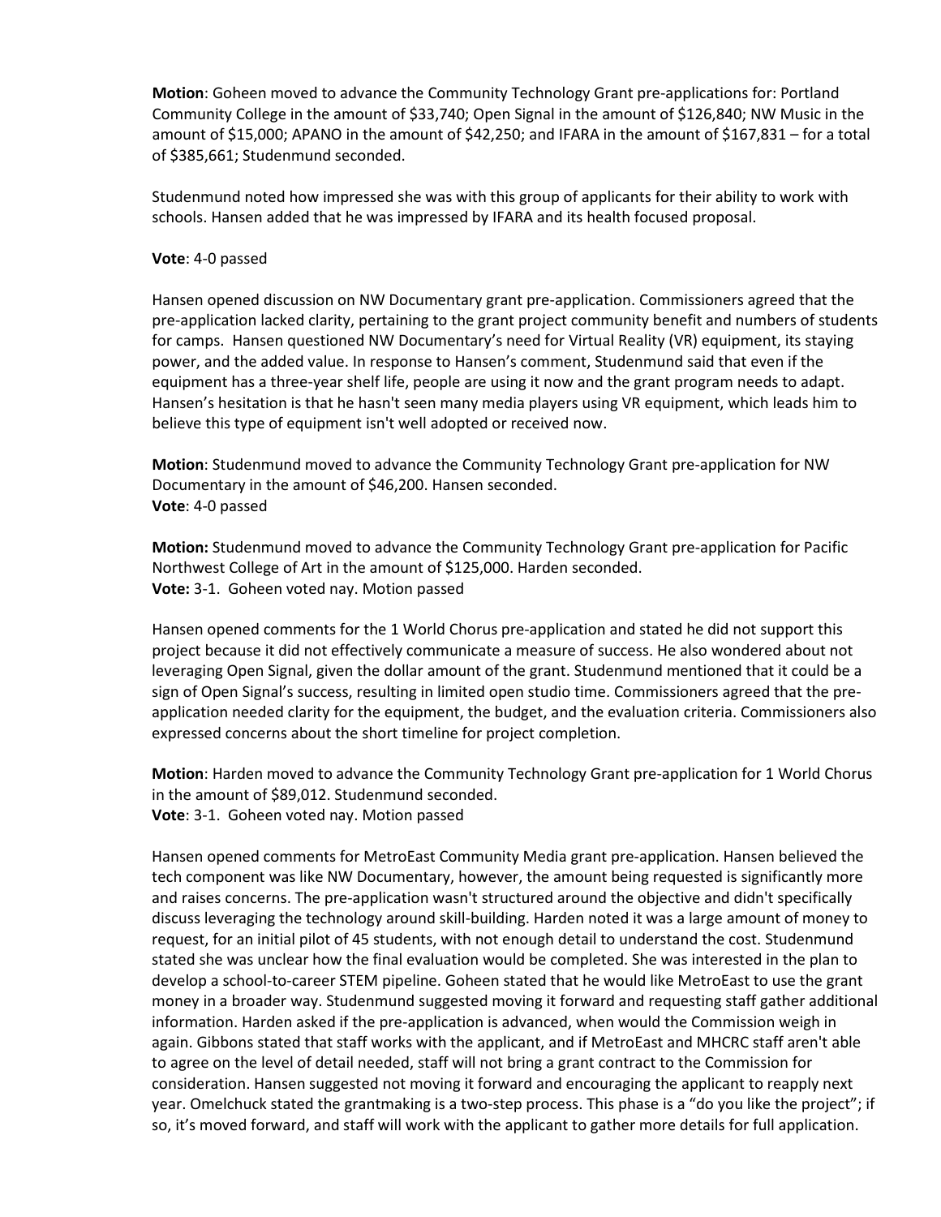**Motion**: Goheen moved to advance the Community Technology Grant pre-applications for: Portland Community College in the amount of $33,740; Open Signal in the amount of $126,840; NW Music in the amount of $15,000; APANO in the amount of $42,250; and IFARA in the amount of $167,831 – for a total of $385,661; Studenmund seconded.

Studenmund noted how impressed she was with this group of applicants for their ability to work with schools. Hansen added that he was impressed by IFARA and its health focused proposal.

**Vote**: 4-0 passed

Hansen opened discussion on NW Documentary grant pre-application. Commissioners agreed that the pre-application lacked clarity, pertaining to the grant project community benefit and numbers of students for camps. Hansen questioned NW Documentary's need for Virtual Reality (VR) equipment, its staying power, and the added value. In response to Hansen's comment, Studenmund said that even if the equipment has a three-year shelf life, people are using it now and the grant program needs to adapt. Hansen's hesitation is that he hasn't seen many media players using VR equipment, which leads him to believe this type of equipment isn't well adopted or received now.

**Motion**: Studenmund moved to advance the Community Technology Grant pre-application for NW Documentary in the amount of $46,200. Hansen seconded.
**Vote**: 4-0 passed

**Motion:** Studenmund moved to advance the Community Technology Grant pre-application for Pacific Northwest College of Art in the amount of $125,000. Harden seconded.
**Vote:** 3-1. Goheen voted nay. Motion passed

Hansen opened comments for the 1 World Chorus pre-application and stated he did not support this project because it did not effectively communicate a measure of success. He also wondered about not leveraging Open Signal, given the dollar amount of the grant. Studenmund mentioned that it could be a sign of Open Signal's success, resulting in limited open studio time. Commissioners agreed that the pre-application needed clarity for the equipment, the budget, and the evaluation criteria. Commissioners also expressed concerns about the short timeline for project completion.

**Motion**: Harden moved to advance the Community Technology Grant pre-application for 1 World Chorus in the amount of $89,012. Studenmund seconded.
**Vote**: 3-1. Goheen voted nay. Motion passed

Hansen opened comments for MetroEast Community Media grant pre-application. Hansen believed the tech component was like NW Documentary, however, the amount being requested is significantly more and raises concerns. The pre-application wasn't structured around the objective and didn't specifically discuss leveraging the technology around skill-building. Harden noted it was a large amount of money to request, for an initial pilot of 45 students, with not enough detail to understand the cost. Studenmund stated she was unclear how the final evaluation would be completed. She was interested in the plan to develop a school-to-career STEM pipeline. Goheen stated that he would like MetroEast to use the grant money in a broader way. Studenmund suggested moving it forward and requesting staff gather additional information. Harden asked if the pre-application is advanced, when would the Commission weigh in again. Gibbons stated that staff works with the applicant, and if MetroEast and MHCRC staff aren't able to agree on the level of detail needed, staff will not bring a grant contract to the Commission for consideration. Hansen suggested not moving it forward and encouraging the applicant to reapply next year. Omelchuck stated the grantmaking is a two-step process. This phase is a "do you like the project"; if so, it's moved forward, and staff will work with the applicant to gather more details for full application.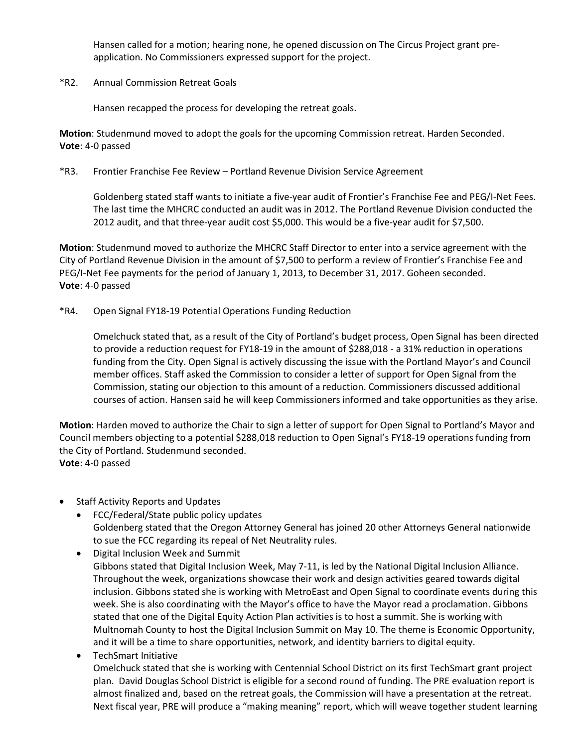Hansen called for a motion; hearing none, he opened discussion on The Circus Project grant pre-application. No Commissioners expressed support for the project.

*R2. Annual Commission Retreat Goals

Hansen recapped the process for developing the retreat goals.

**Motion**: Studenmund moved to adopt the goals for the upcoming Commission retreat. Harden Seconded.
**Vote**: 4-0 passed

*R3. Frontier Franchise Fee Review – Portland Revenue Division Service Agreement

Goldenberg stated staff wants to initiate a five-year audit of Frontier's Franchise Fee and PEG/I-Net Fees. The last time the MHCRC conducted an audit was in 2012. The Portland Revenue Division conducted the 2012 audit, and that three-year audit cost $5,000. This would be a five-year audit for $7,500.

**Motion**: Studenmund moved to authorize the MHCRC Staff Director to enter into a service agreement with the City of Portland Revenue Division in the amount of $7,500 to perform a review of Frontier's Franchise Fee and PEG/I-Net Fee payments for the period of January 1, 2013, to December 31, 2017. Goheen seconded.
**Vote**: 4-0 passed

*R4. Open Signal FY18-19 Potential Operations Funding Reduction

Omelchuck stated that, as a result of the City of Portland's budget process, Open Signal has been directed to provide a reduction request for FY18-19 in the amount of $288,018 - a 31% reduction in operations funding from the City. Open Signal is actively discussing the issue with the Portland Mayor's and Council member offices. Staff asked the Commission to consider a letter of support for Open Signal from the Commission, stating our objection to this amount of a reduction. Commissioners discussed additional courses of action. Hansen said he will keep Commissioners informed and take opportunities as they arise.

**Motion**: Harden moved to authorize the Chair to sign a letter of support for Open Signal to Portland's Mayor and Council members objecting to a potential $288,018 reduction to Open Signal's FY18-19 operations funding from the City of Portland. Studenmund seconded.
**Vote**: 4-0 passed

- Staff Activity Reports and Updates
  - FCC/Federal/State public policy updates
    Goldenberg stated that the Oregon Attorney General has joined 20 other Attorneys General nationwide to sue the FCC regarding its repeal of Net Neutrality rules.
  - Digital Inclusion Week and Summit
    Gibbons stated that Digital Inclusion Week, May 7-11, is led by the National Digital Inclusion Alliance. Throughout the week, organizations showcase their work and design activities geared towards digital inclusion. Gibbons stated she is working with MetroEast and Open Signal to coordinate events during this week. She is also coordinating with the Mayor's office to have the Mayor read a proclamation. Gibbons stated that one of the Digital Equity Action Plan activities is to host a summit. She is working with Multnomah County to host the Digital Inclusion Summit on May 10. The theme is Economic Opportunity, and it will be a time to share opportunities, network, and identity barriers to digital equity.
  - TechSmart Initiative
    Omelchuck stated that she is working with Centennial School District on its first TechSmart grant project plan. David Douglas School District is eligible for a second round of funding. The PRE evaluation report is almost finalized and, based on the retreat goals, the Commission will have a presentation at the retreat. Next fiscal year, PRE will produce a "making meaning" report, which will weave together student learning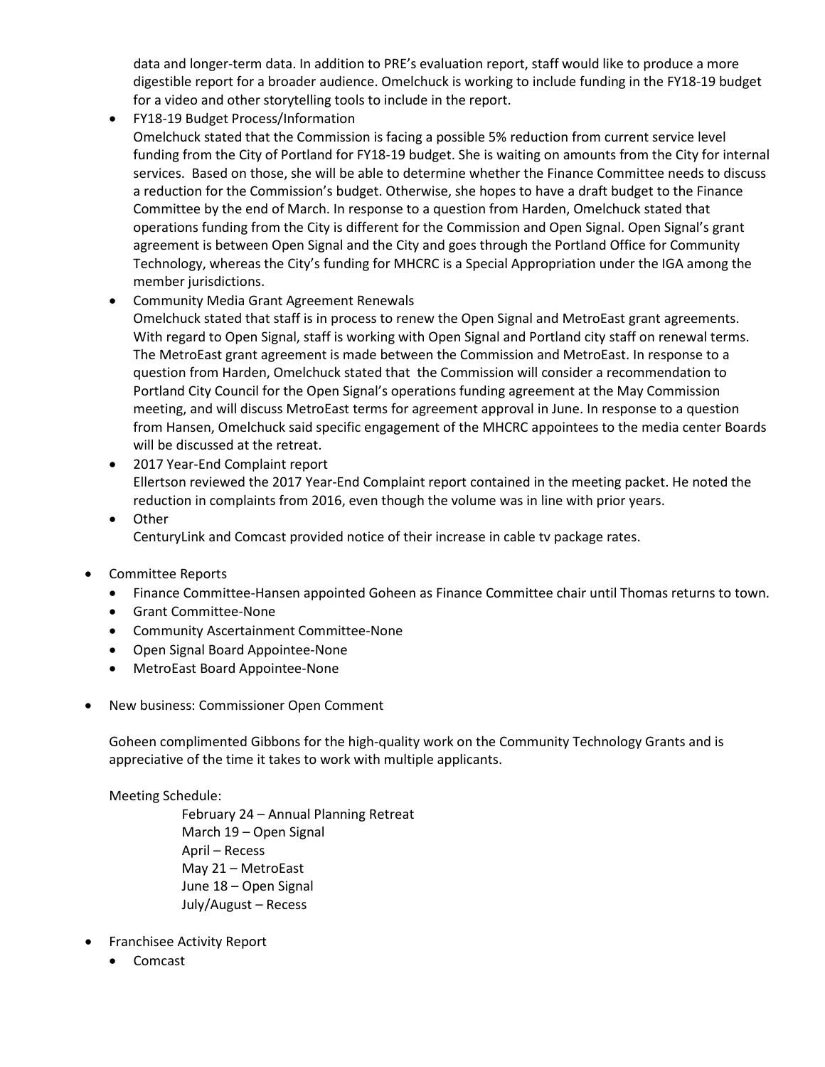data and longer-term data. In addition to PRE's evaluation report, staff would like to produce a more digestible report for a broader audience. Omelchuck is working to include funding in the FY18-19 budget for a video and other storytelling tools to include in the report.

  - FY18-19 Budget Process/Information
    Omelchuck stated that the Commission is facing a possible 5% reduction from current service level funding from the City of Portland for FY18-19 budget. She is waiting on amounts from the City for internal services. Based on those, she will be able to determine whether the Finance Committee needs to discuss a reduction for the Commission's budget. Otherwise, she hopes to have a draft budget to the Finance Committee by the end of March. In response to a question from Harden, Omelchuck stated that operations funding from the City is different for the Commission and Open Signal. Open Signal's grant agreement is between Open Signal and the City and goes through the Portland Office for Community Technology, whereas the City's funding for MHCRC is a Special Appropriation under the IGA among the member jurisdictions.
  - Community Media Grant Agreement Renewals
    Omelchuck stated that staff is in process to renew the Open Signal and MetroEast grant agreements. With regard to Open Signal, staff is working with Open Signal and Portland city staff on renewal terms. The MetroEast grant agreement is made between the Commission and MetroEast. In response to a question from Harden, Omelchuck stated that the Commission will consider a recommendation to Portland City Council for the Open Signal's operations funding agreement at the May Commission meeting, and will discuss MetroEast terms for agreement approval in June. In response to a question from Hansen, Omelchuck said specific engagement of the MHCRC appointees to the media center Boards will be discussed at the retreat.
  - 2017 Year-End Complaint report
    Ellertson reviewed the 2017 Year-End Complaint report contained in the meeting packet. He noted the reduction in complaints from 2016, even though the volume was in line with prior years.
  - Other
    CenturyLink and Comcast provided notice of their increase in cable tv package rates.

- Committee Reports
  - Finance Committee-Hansen appointed Goheen as Finance Committee chair until Thomas returns to town.
  - Grant Committee-None
  - Community Ascertainment Committee-None
  - Open Signal Board Appointee-None
  - MetroEast Board Appointee-None

- New business: Commissioner Open Comment

  Goheen complimented Gibbons for the high-quality work on the Community Technology Grants and is appreciative of the time it takes to work with multiple applicants.

  Meeting Schedule:

  February 24 – Annual Planning Retreat
  March 19 – Open Signal
  April – Recess
  May 21 – MetroEast
  June 18 – Open Signal
  July/August – Recess

- Franchisee Activity Report
  - Comcast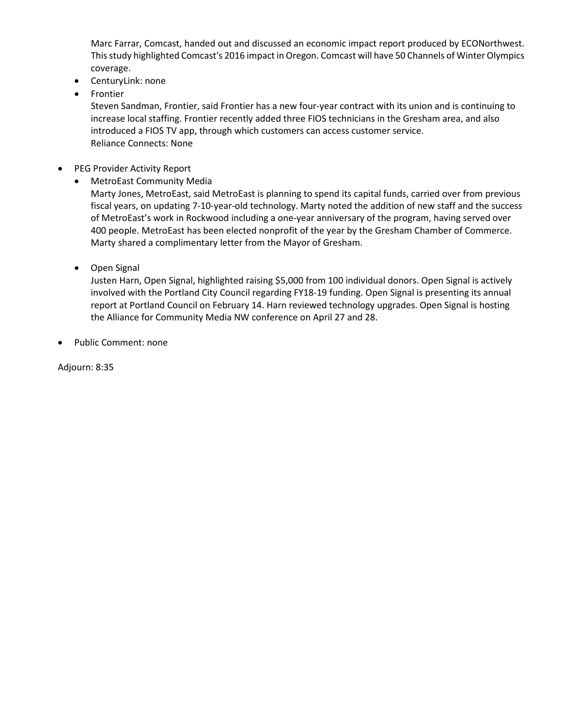Marc Farrar, Comcast, handed out and discussed an economic impact report produced by ECONorthwest. This study highlighted Comcast's 2016 impact in Oregon. Comcast will have 50 Channels of Winter Olympics coverage.

- CenturyLink: none
- Frontier
  Steven Sandman, Frontier, said Frontier has a new four-year contract with its union and is continuing to increase local staffing. Frontier recently added three FIOS technicians in the Gresham area, and also introduced a FIOS TV app, through which customers can access customer service.
  Reliance Connects: None

- PEG Provider Activity Report
  - MetroEast Community Media
    Marty Jones, MetroEast, said MetroEast is planning to spend its capital funds, carried over from previous fiscal years, on updating 7-10-year-old technology. Marty noted the addition of new staff and the success of MetroEast's work in Rockwood including a one-year anniversary of the program, having served over 400 people. MetroEast has been elected nonprofit of the year by the Gresham Chamber of Commerce. Marty shared a complimentary letter from the Mayor of Gresham.

  - Open Signal
    Justen Harn, Open Signal, highlighted raising $5,000 from 100 individual donors. Open Signal is actively involved with the Portland City Council regarding FY18-19 funding. Open Signal is presenting its annual report at Portland Council on February 14. Harn reviewed technology upgrades. Open Signal is hosting the Alliance for Community Media NW conference on April 27 and 28.

- Public Comment: none

Adjourn: 8:35